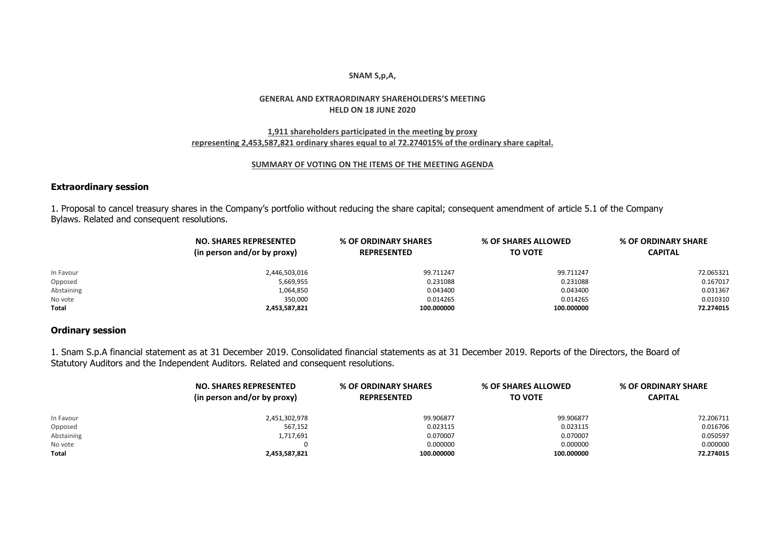**SNAM S,p,A,**

**GENERAL AND EXTRAORDINARY SHAREHOLDERS'S MEETING**
**HELD ON 18 JUNE 2020**

**1,911 shareholders participated in the meeting by proxy**
**representing 2,453,587,821 ordinary shares equal to al 72.274015% of the ordinary share capital.**

**SUMMARY OF VOTING ON THE ITEMS OF THE MEETING AGENDA**

## Extraordinary session

1. Proposal to cancel treasury shares in the Company's portfolio without reducing the share capital; consequent amendment of article 5.1 of the Company Bylaws. Related and consequent resolutions.

| | NO. SHARES REPRESENTED (in person and/or by proxy) | % OF ORDINARY SHARES REPRESENTED | % OF SHARES ALLOWED TO VOTE | % OF ORDINARY SHARE CAPITAL |
|---|---|---|---|---|
| In Favour | 2,446,503,016 | 99.711247 | 99.711247 | 72.065321 |
| Opposed | 5,669,955 | 0.231088 | 0.231088 | 0.167017 |
| Abstaining | 1,064,850 | 0.043400 | 0.043400 | 0.031367 |
| No vote | 350,000 | 0.014265 | 0.014265 | 0.010310 |
| **Total** | **2,453,587,821** | **100.000000** | **100.000000** | **72.274015** |

## Ordinary session

1. Snam S.p.A financial statement as at 31 December 2019. Consolidated financial statements as at 31 December 2019. Reports of the Directors, the Board of Statutory Auditors and the Independent Auditors. Related and consequent resolutions.

| | NO. SHARES REPRESENTED (in person and/or by proxy) | % OF ORDINARY SHARES REPRESENTED | % OF SHARES ALLOWED TO VOTE | % OF ORDINARY SHARE CAPITAL |
|---|---|---|---|---|
| In Favour | 2,451,302,978 | 99.906877 | 99.906877 | 72.206711 |
| Opposed | 567,152 | 0.023115 | 0.023115 | 0.016706 |
| Abstaining | 1,717,691 | 0.070007 | 0.070007 | 0.050597 |
| No vote | 0 | 0.000000 | 0.000000 | 0.000000 |
| **Total** | **2,453,587,821** | **100.000000** | **100.000000** | **72.274015** |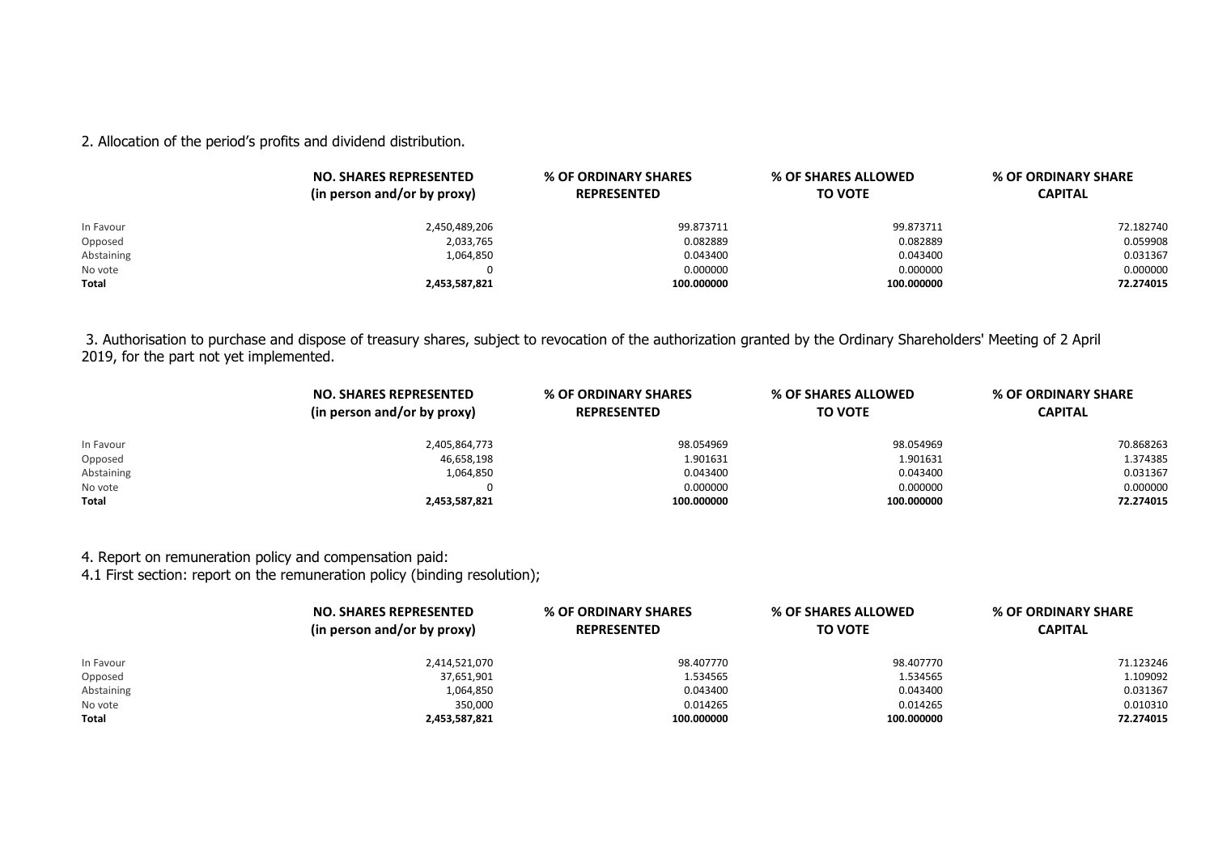2. Allocation of the period's profits and dividend distribution.

| | NO. SHARES REPRESENTED (in person and/or by proxy) | % OF ORDINARY SHARES REPRESENTED | % OF SHARES ALLOWED TO VOTE | % OF ORDINARY SHARE CAPITAL |
|---|---|---|---|---|
| In Favour | 2,450,489,206 | 99.873711 | 99.873711 | 72.182740 |
| Opposed | 2,033,765 | 0.082889 | 0.082889 | 0.059908 |
| Abstaining | 1,064,850 | 0.043400 | 0.043400 | 0.031367 |
| No vote | 0 | 0.000000 | 0.000000 | 0.000000 |
| **Total** | **2,453,587,821** | **100.000000** | **100.000000** | **72.274015** |

3. Authorisation to purchase and dispose of treasury shares, subject to revocation of the authorization granted by the Ordinary Shareholders' Meeting of 2 April 2019, for the part not yet implemented.

| | NO. SHARES REPRESENTED (in person and/or by proxy) | % OF ORDINARY SHARES REPRESENTED | % OF SHARES ALLOWED TO VOTE | % OF ORDINARY SHARE CAPITAL |
|---|---|---|---|---|
| In Favour | 2,405,864,773 | 98.054969 | 98.054969 | 70.868263 |
| Opposed | 46,658,198 | 1.901631 | 1.901631 | 1.374385 |
| Abstaining | 1,064,850 | 0.043400 | 0.043400 | 0.031367 |
| No vote | 0 | 0.000000 | 0.000000 | 0.000000 |
| **Total** | **2,453,587,821** | **100.000000** | **100.000000** | **72.274015** |

4. Report on remuneration policy and compensation paid:

4.1 First section: report on the remuneration policy (binding resolution);

| | NO. SHARES REPRESENTED (in person and/or by proxy) | % OF ORDINARY SHARES REPRESENTED | % OF SHARES ALLOWED TO VOTE | % OF ORDINARY SHARE CAPITAL |
|---|---|---|---|---|
| In Favour | 2,414,521,070 | 98.407770 | 98.407770 | 71.123246 |
| Opposed | 37,651,901 | 1.534565 | 1.534565 | 1.109092 |
| Abstaining | 1,064,850 | 0.043400 | 0.043400 | 0.031367 |
| No vote | 350,000 | 0.014265 | 0.014265 | 0.010310 |
| **Total** | **2,453,587,821** | **100.000000** | **100.000000** | **72.274015** |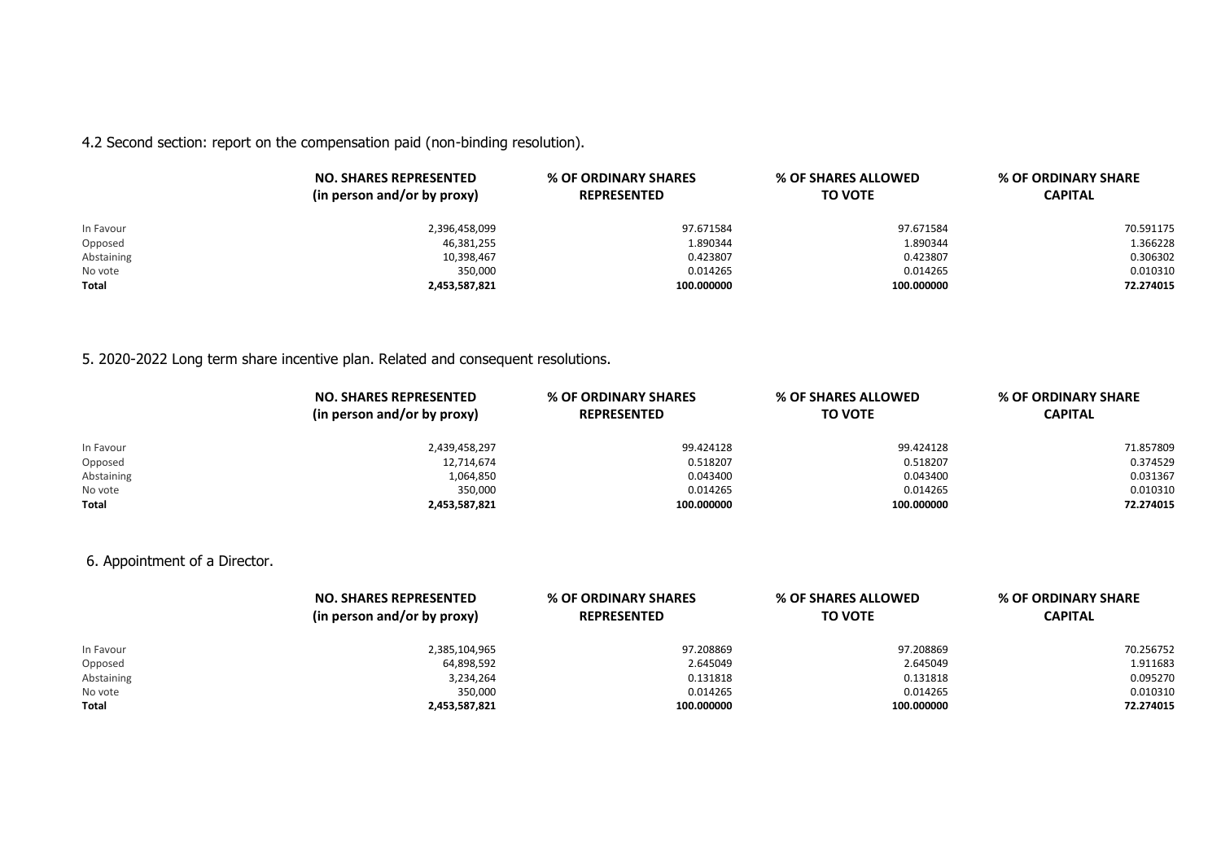4.2 Second section: report on the compensation paid (non-binding resolution).

| | NO. SHARES REPRESENTED (in person and/or by proxy) | % OF ORDINARY SHARES REPRESENTED | % OF SHARES ALLOWED TO VOTE | % OF ORDINARY SHARE CAPITAL |
|---|---|---|---|---|
| In Favour | 2,396,458,099 | 97.671584 | 97.671584 | 70.591175 |
| Opposed | 46,381,255 | 1.890344 | 1.890344 | 1.366228 |
| Abstaining | 10,398,467 | 0.423807 | 0.423807 | 0.306302 |
| No vote | 350,000 | 0.014265 | 0.014265 | 0.010310 |
| **Total** | **2,453,587,821** | **100.000000** | **100.000000** | **72.274015** |

5. 2020-2022 Long term share incentive plan. Related and consequent resolutions.

| | NO. SHARES REPRESENTED (in person and/or by proxy) | % OF ORDINARY SHARES REPRESENTED | % OF SHARES ALLOWED TO VOTE | % OF ORDINARY SHARE CAPITAL |
|---|---|---|---|---|
| In Favour | 2,439,458,297 | 99.424128 | 99.424128 | 71.857809 |
| Opposed | 12,714,674 | 0.518207 | 0.518207 | 0.374529 |
| Abstaining | 1,064,850 | 0.043400 | 0.043400 | 0.031367 |
| No vote | 350,000 | 0.014265 | 0.014265 | 0.010310 |
| **Total** | **2,453,587,821** | **100.000000** | **100.000000** | **72.274015** |

6. Appointment of a Director.

| | NO. SHARES REPRESENTED (in person and/or by proxy) | % OF ORDINARY SHARES REPRESENTED | % OF SHARES ALLOWED TO VOTE | % OF ORDINARY SHARE CAPITAL |
|---|---|---|---|---|
| In Favour | 2,385,104,965 | 97.208869 | 97.208869 | 70.256752 |
| Opposed | 64,898,592 | 2.645049 | 2.645049 | 1.911683 |
| Abstaining | 3,234,264 | 0.131818 | 0.131818 | 0.095270 |
| No vote | 350,000 | 0.014265 | 0.014265 | 0.010310 |
| **Total** | **2,453,587,821** | **100.000000** | **100.000000** | **72.274015** |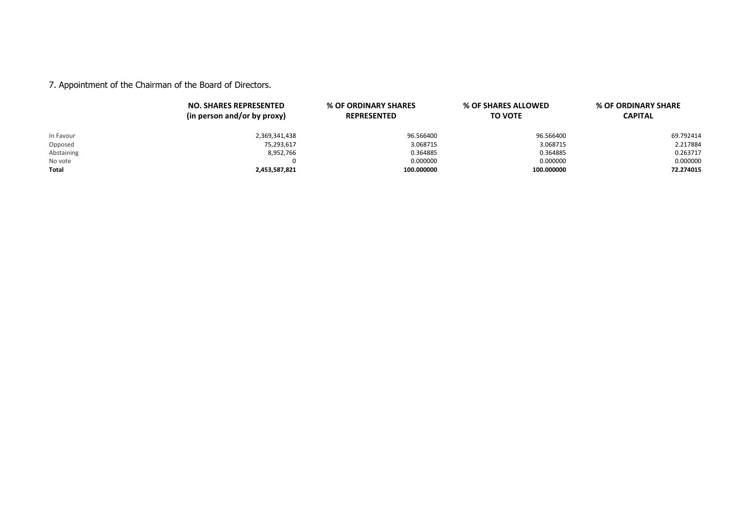7. Appointment of the Chairman of the Board of Directors.

| | NO. SHARES REPRESENTED (in person and/or by proxy) | % OF ORDINARY SHARES REPRESENTED | % OF SHARES ALLOWED TO VOTE | % OF ORDINARY SHARE CAPITAL |
|---|---|---|---|---|
| In Favour | 2,369,341,438 | 96.566400 | 96.566400 | 69.792414 |
| Opposed | 75,293,617 | 3.068715 | 3.068715 | 2.217884 |
| Abstaining | 8,952,766 | 0.364885 | 0.364885 | 0.263717 |
| No vote | 0 | 0.000000 | 0.000000 | 0.000000 |
| **Total** | **2,453,587,821** | **100.000000** | **100.000000** | **72.274015** |